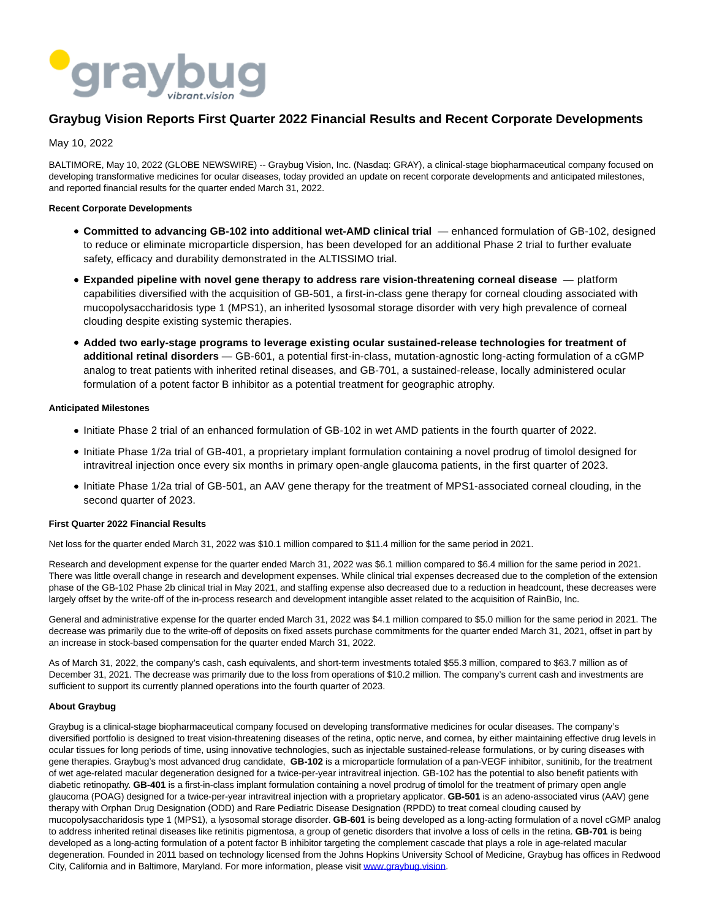# Graybug Vision Reports First Quarter 2022 Financial Results and Recent Corporate Developments

May 10, 2022

BALTIMORE, May 10, 2022 (GLOBE NEWSWIRE) -- Graybug Vision, Inc. (Nasdaq: GRAY), a clinical-stage biopharmaceutical company focused on developing transformative medicines for ocular diseases, today provided an update on recent corporate developments and anticipated milestones, and reported financial results for the quarter ended March 31, 2022.

**Recent Corporate Developments**

- **Committed to advancing GB-102 into additional wet-AMD clinical trial** — enhanced formulation of GB-102, designed to reduce or eliminate microparticle dispersion, has been developed for an additional Phase 2 trial to further evaluate safety, efficacy and durability demonstrated in the ALTISSIMO trial.
- **Expanded pipeline with novel gene therapy to address rare vision-threatening corneal disease** — platform capabilities diversified with the acquisition of GB-501, a first-in-class gene therapy for corneal clouding associated with mucopolysaccharidosis type 1 (MPS1), an inherited lysosomal storage disorder with very high prevalence of corneal clouding despite existing systemic therapies.
- **Added two early-stage programs to leverage existing ocular sustained-release technologies for treatment of additional retinal disorders** — GB-601, a potential first-in-class, mutation-agnostic long-acting formulation of a cGMP analog to treat patients with inherited retinal diseases, and GB-701, a sustained-release, locally administered ocular formulation of a potent factor B inhibitor as a potential treatment for geographic atrophy.

**Anticipated Milestones**

- Initiate Phase 2 trial of an enhanced formulation of GB-102 in wet AMD patients in the fourth quarter of 2022.
- Initiate Phase 1/2a trial of GB-401, a proprietary implant formulation containing a novel prodrug of timolol designed for intravitreal injection once every six months in primary open-angle glaucoma patients, in the first quarter of 2023.
- Initiate Phase 1/2a trial of GB-501, an AAV gene therapy for the treatment of MPS1-associated corneal clouding, in the second quarter of 2023.

**First Quarter 2022 Financial Results**

Net loss for the quarter ended March 31, 2022 was $10.1 million compared to $11.4 million for the same period in 2021.

Research and development expense for the quarter ended March 31, 2022 was $6.1 million compared to $6.4 million for the same period in 2021. There was little overall change in research and development expenses. While clinical trial expenses decreased due to the completion of the extension phase of the GB-102 Phase 2b clinical trial in May 2021, and staffing expense also decreased due to a reduction in headcount, these decreases were largely offset by the write-off of the in-process research and development intangible asset related to the acquisition of RainBio, Inc.

General and administrative expense for the quarter ended March 31, 2022 was $4.1 million compared to $5.0 million for the same period in 2021. The decrease was primarily due to the write-off of deposits on fixed assets purchase commitments for the quarter ended March 31, 2021, offset in part by an increase in stock-based compensation for the quarter ended March 31, 2022.

As of March 31, 2022, the company's cash, cash equivalents, and short-term investments totaled $55.3 million, compared to $63.7 million as of December 31, 2021. The decrease was primarily due to the loss from operations of $10.2 million. The company's current cash and investments are sufficient to support its currently planned operations into the fourth quarter of 2023.

**About Graybug**

Graybug is a clinical-stage biopharmaceutical company focused on developing transformative medicines for ocular diseases. The company's diversified portfolio is designed to treat vision-threatening diseases of the retina, optic nerve, and cornea, by either maintaining effective drug levels in ocular tissues for long periods of time, using innovative technologies, such as injectable sustained-release formulations, or by curing diseases with gene therapies. Graybug's most advanced drug candidate, **GB-102** is a microparticle formulation of a pan-VEGF inhibitor, sunitinib, for the treatment of wet age-related macular degeneration designed for a twice-per-year intravitreal injection. GB-102 has the potential to also benefit patients with diabetic retinopathy. **GB-401** is a first-in-class implant formulation containing a novel prodrug of timolol for the treatment of primary open angle glaucoma (POAG) designed for a twice-per-year intravitreal injection with a proprietary applicator. **GB-501** is an adeno-associated virus (AAV) gene therapy with Orphan Drug Designation (ODD) and Rare Pediatric Disease Designation (RPDD) to treat corneal clouding caused by mucopolysaccharidosis type 1 (MPS1), a lysosomal storage disorder. **GB-601** is being developed as a long-acting formulation of a novel cGMP analog to address inherited retinal diseases like retinitis pigmentosa, a group of genetic disorders that involve a loss of cells in the retina. **GB-701** is being developed as a long-acting formulation of a potent factor B inhibitor targeting the complement cascade that plays a role in age-related macular degeneration. Founded in 2011 based on technology licensed from the Johns Hopkins University School of Medicine, Graybug has offices in Redwood City, California and in Baltimore, Maryland. For more information, please visit [www.graybug.vision](http://www.graybug.vision).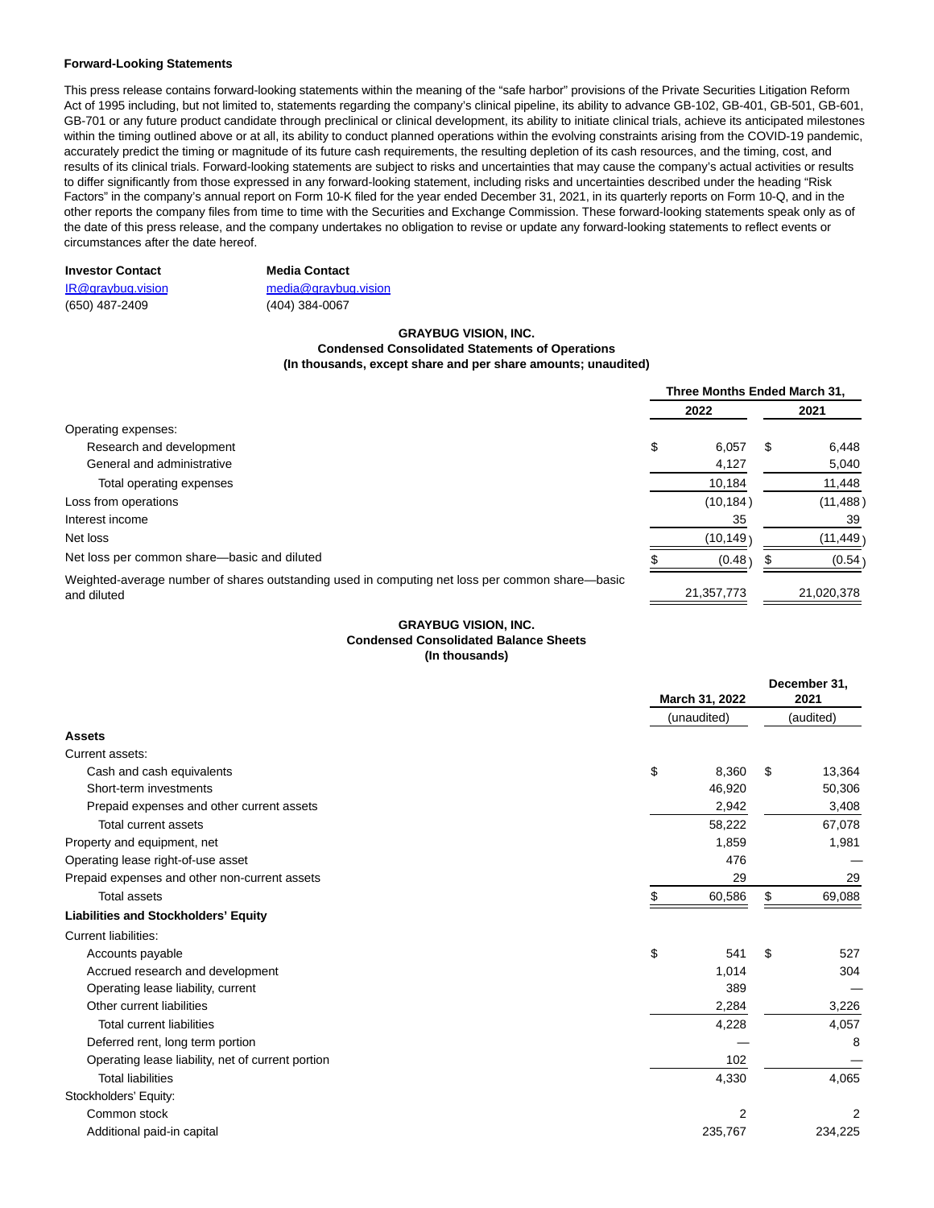**Forward-Looking Statements**

This press release contains forward-looking statements within the meaning of the "safe harbor" provisions of the Private Securities Litigation Reform Act of 1995 including, but not limited to, statements regarding the company's clinical pipeline, its ability to advance GB-102, GB-401, GB-501, GB-601, GB-701 or any future product candidate through preclinical or clinical development, its ability to initiate clinical trials, achieve its anticipated milestones within the timing outlined above or at all, its ability to conduct planned operations within the evolving constraints arising from the COVID-19 pandemic, accurately predict the timing or magnitude of its future cash requirements, the resulting depletion of its cash resources, and the timing, cost, and results of its clinical trials. Forward-looking statements are subject to risks and uncertainties that may cause the company's actual activities or results to differ significantly from those expressed in any forward-looking statement, including risks and uncertainties described under the heading "Risk Factors" in the company's annual report on Form 10-K filed for the year ended December 31, 2021, in its quarterly reports on Form 10-Q, and in the other reports the company files from time to time with the Securities and Exchange Commission. These forward-looking statements speak only as of the date of this press release, and the company undertakes no obligation to revise or update any forward-looking statements to reflect events or circumstances after the date hereof.

**Investor Contact**
IR@graybug.vision
(650) 487-2409

**Media Contact**
media@graybug.vision
(404) 384-0067

**GRAYBUG VISION, INC.**
**Condensed Consolidated Statements of Operations**
**(In thousands, except share and per share amounts; unaudited)**

| | Three Months Ended March 31, | |
|---|---|---|
| | 2022 | 2021 |
| Operating expenses: | | |
| Research and development | $ 6,057 | $ 6,448 |
| General and administrative | 4,127 | 5,040 |
| Total operating expenses | 10,184 | 11,448 |
| Loss from operations | (10,184) | (11,488) |
| Interest income | 35 | 39 |
| Net loss | (10,149) | (11,449) |
| Net loss per common share—basic and diluted | $ (0.48) | $ (0.54) |
| Weighted-average number of shares outstanding used in computing net loss per common share—basic and diluted | 21,357,773 | 21,020,378 |

**GRAYBUG VISION, INC.**
**Condensed Consolidated Balance Sheets**
**(In thousands)**

| | March 31, 2022 | December 31, 2021 |
|---|---|---|
| | (unaudited) | (audited) |
| **Assets** | | |
| Current assets: | | |
| Cash and cash equivalents | $ 8,360 | $ 13,364 |
| Short-term investments | 46,920 | 50,306 |
| Prepaid expenses and other current assets | 2,942 | 3,408 |
| Total current assets | 58,222 | 67,078 |
| Property and equipment, net | 1,859 | 1,981 |
| Operating lease right-of-use asset | 476 | — |
| Prepaid expenses and other non-current assets | 29 | 29 |
| Total assets | $ 60,586 | $ 69,088 |
| **Liabilities and Stockholders' Equity** | | |
| Current liabilities: | | |
| Accounts payable | $ 541 | $ 527 |
| Accrued research and development | 1,014 | 304 |
| Operating lease liability, current | 389 | — |
| Other current liabilities | 2,284 | 3,226 |
| Total current liabilities | 4,228 | 4,057 |
| Deferred rent, long term portion | — | 8 |
| Operating lease liability, net of current portion | 102 | — |
| Total liabilities | 4,330 | 4,065 |
| Stockholders' Equity: | | |
| Common stock | 2 | 2 |
| Additional paid-in capital | 235,767 | 234,225 |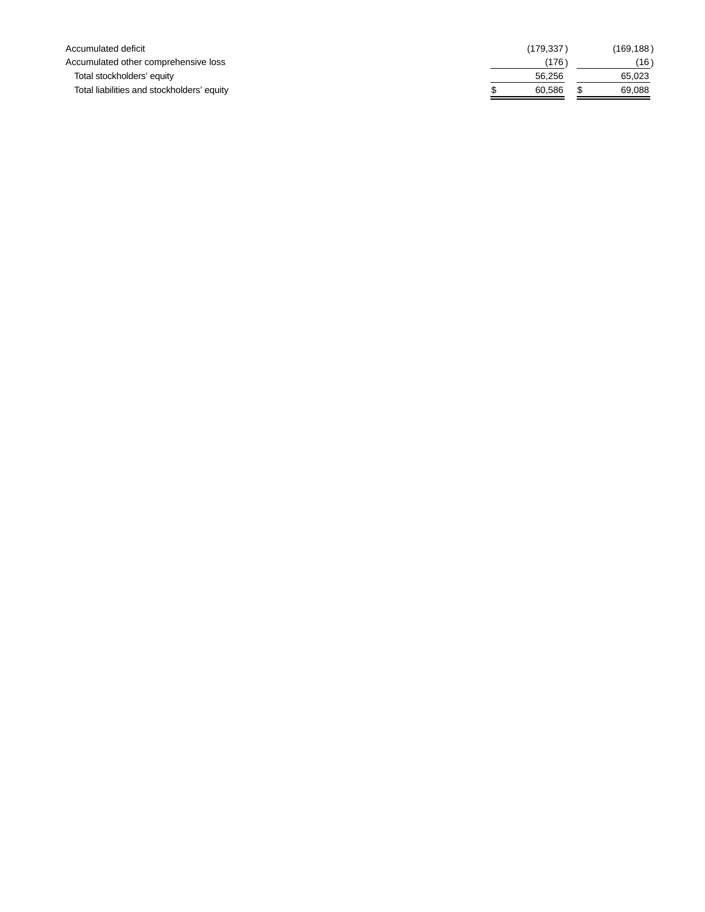| | | |
|---|---|---|
| Accumulated deficit | (179,337) | (169,188) |
| Accumulated other comprehensive loss | (176) | (16) |
| Total stockholders' equity | 56,256 | 65,023 |
| Total liabilities and stockholders' equity | $ 60,586 | $ 69,088 |